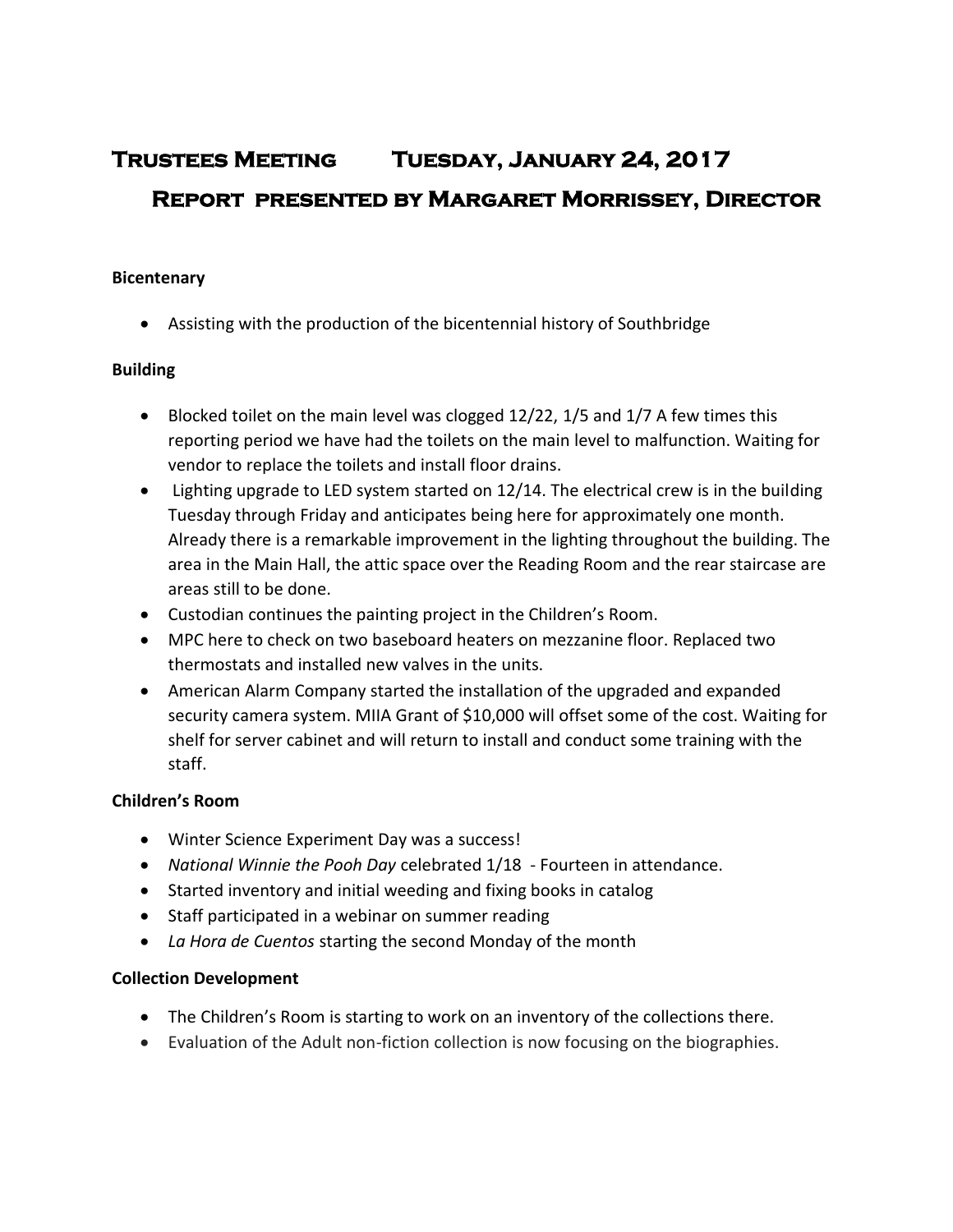# Trustees Meeting Tuesday, January 24, 2017

## Report presented by Margaret Morrissey, Director

**Bicentenary**

- Assisting with the production of the bicentennial history of Southbridge

**Building**

- Blocked toilet on the main level was clogged 12/22, 1/5 and 1/7 A few times this reporting period we have had the toilets on the main level to malfunction. Waiting for vendor to replace the toilets and install floor drains.
- Lighting upgrade to LED system started on 12/14. The electrical crew is in the building Tuesday through Friday and anticipates being here for approximately one month. Already there is a remarkable improvement in the lighting throughout the building. The area in the Main Hall, the attic space over the Reading Room and the rear staircase are areas still to be done.
- Custodian continues the painting project in the Children's Room.
- MPC here to check on two baseboard heaters on mezzanine floor. Replaced two thermostats and installed new valves in the units.
- American Alarm Company started the installation of the upgraded and expanded security camera system. MIIA Grant of $10,000 will offset some of the cost. Waiting for shelf for server cabinet and will return to install and conduct some training with the staff.

**Children's Room**

- Winter Science Experiment Day was a success!
- *National Winnie the Pooh Day* celebrated 1/18 - Fourteen in attendance.
- Started inventory and initial weeding and fixing books in catalog
- Staff participated in a webinar on summer reading
- *La Hora de Cuentos* starting the second Monday of the month

**Collection Development**

- The Children's Room is starting to work on an inventory of the collections there.
- Evaluation of the Adult non-fiction collection is now focusing on the biographies.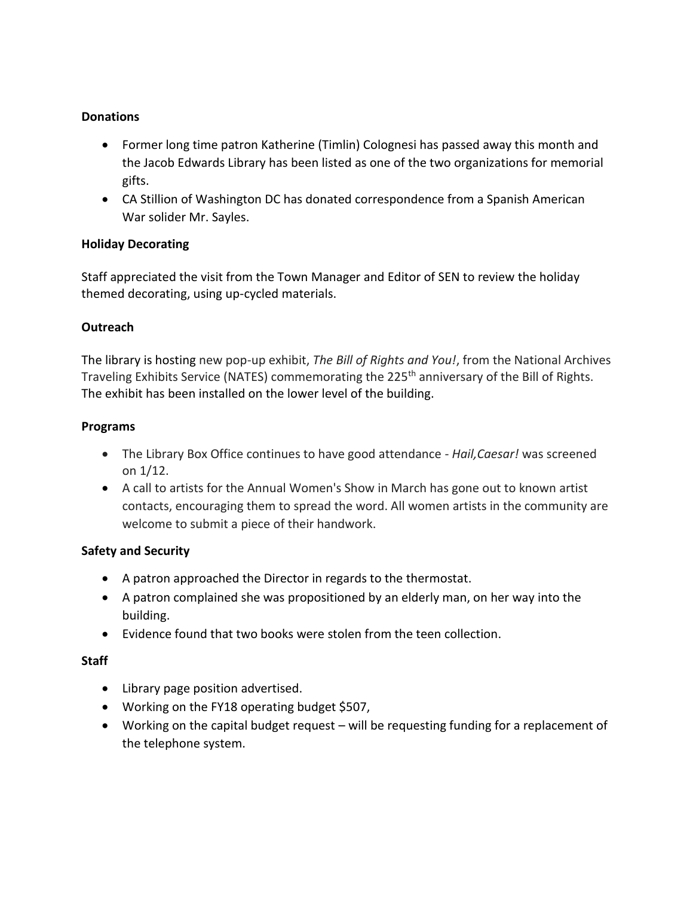**Donations**

- Former long time patron Katherine (Timlin) Colognesi has passed away this month and the Jacob Edwards Library has been listed as one of the two organizations for memorial gifts.
- CA Stillion of Washington DC has donated correspondence from a Spanish American War solider Mr. Sayles.

**Holiday Decorating**

Staff appreciated the visit from the Town Manager and Editor of SEN to review the holiday themed decorating, using up-cycled materials.

**Outreach**

The library is hosting new pop-up exhibit, *The Bill of Rights and You!*, from the National Archives Traveling Exhibits Service (NATES) commemorating the 225th anniversary of the Bill of Rights. The exhibit has been installed on the lower level of the building.

**Programs**

- The Library Box Office continues to have good attendance - *Hail,Caesar!* was screened on 1/12.
- A call to artists for the Annual Women's Show in March has gone out to known artist contacts, encouraging them to spread the word. All women artists in the community are welcome to submit a piece of their handwork.

**Safety and Security**

- A patron approached the Director in regards to the thermostat.
- A patron complained she was propositioned by an elderly man, on her way into the building.
- Evidence found that two books were stolen from the teen collection.

**Staff**

- Library page position advertised.
- Working on the FY18 operating budget $507,
- Working on the capital budget request – will be requesting funding for a replacement of the telephone system.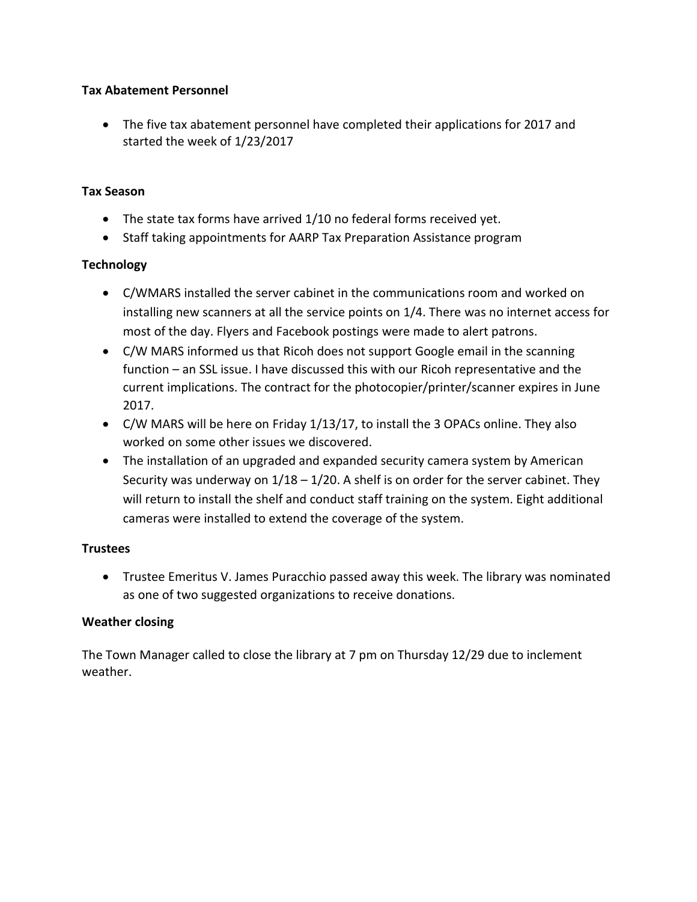**Tax Abatement Personnel**

- The five tax abatement personnel have completed their applications for 2017 and started the week of 1/23/2017

**Tax Season**

- The state tax forms have arrived 1/10 no federal forms received yet.
- Staff taking appointments for AARP Tax Preparation Assistance program

**Technology**

- C/WMARS installed the server cabinet in the communications room and worked on installing new scanners at all the service points on 1/4. There was no internet access for most of the day. Flyers and Facebook postings were made to alert patrons.
- C/W MARS informed us that Ricoh does not support Google email in the scanning function – an SSL issue. I have discussed this with our Ricoh representative and the current implications. The contract for the photocopier/printer/scanner expires in June 2017.
- C/W MARS will be here on Friday 1/13/17, to install the 3 OPACs online. They also worked on some other issues we discovered.
- The installation of an upgraded and expanded security camera system by American Security was underway on 1/18 – 1/20. A shelf is on order for the server cabinet. They will return to install the shelf and conduct staff training on the system. Eight additional cameras were installed to extend the coverage of the system.

**Trustees**

- Trustee Emeritus V. James Puracchio passed away this week. The library was nominated as one of two suggested organizations to receive donations.

**Weather closing**

The Town Manager called to close the library at 7 pm on Thursday 12/29 due to inclement weather.